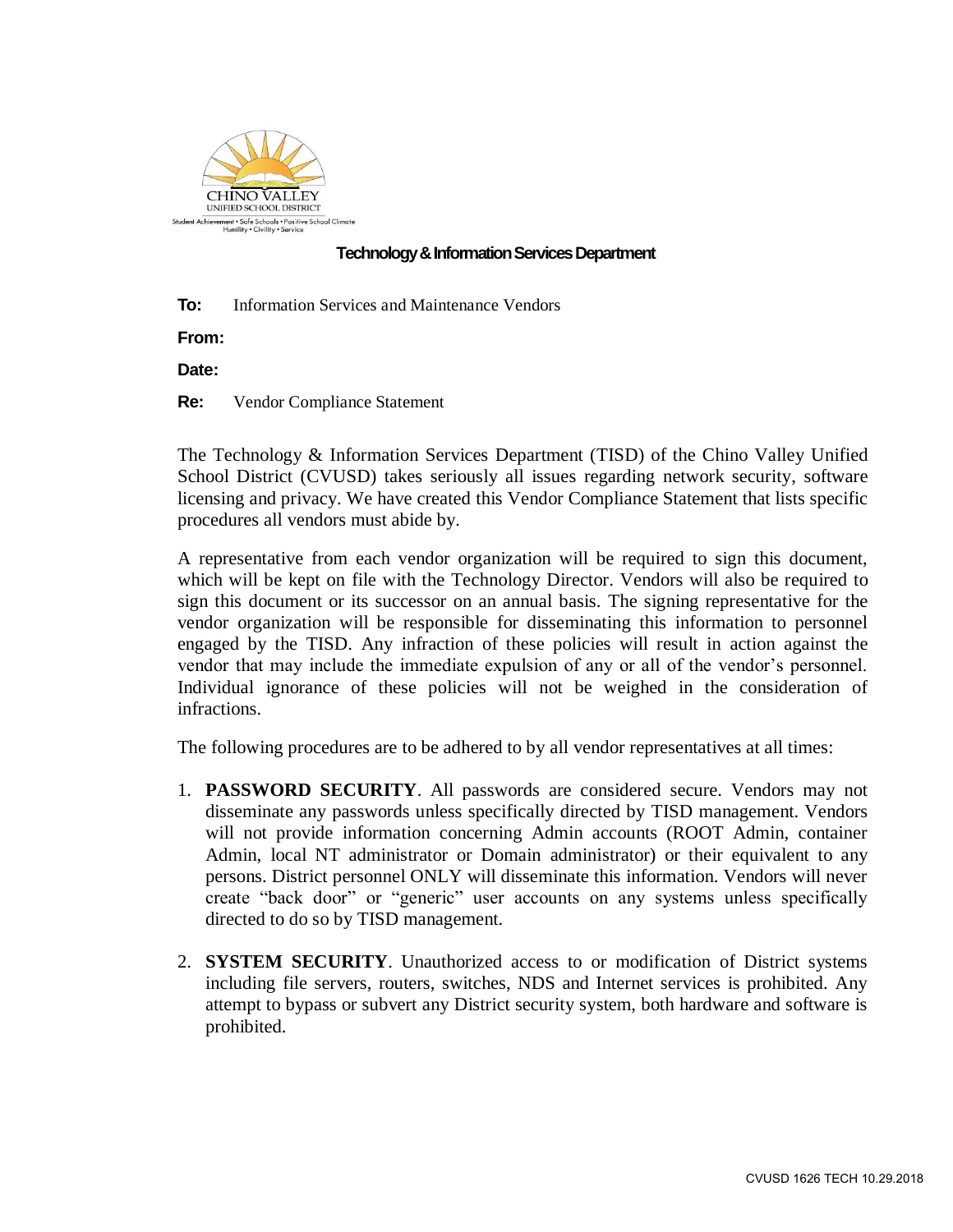CHINO VALLEY
UNIFIED SCHOOL DISTRICT
Student Achievement • Safe Schools • Positive School Climate
Humility • Civility • Service

**Technology & Information Services Department**

**To:** Information Services and Maintenance Vendors

**From:**

**Date:**

**Re:** Vendor Compliance Statement

The Technology & Information Services Department (TISD) of the Chino Valley Unified School District (CVUSD) takes seriously all issues regarding network security, software licensing and privacy. We have created this Vendor Compliance Statement that lists specific procedures all vendors must abide by.

A representative from each vendor organization will be required to sign this document, which will be kept on file with the Technology Director. Vendors will also be required to sign this document or its successor on an annual basis. The signing representative for the vendor organization will be responsible for disseminating this information to personnel engaged by the TISD. Any infraction of these policies will result in action against the vendor that may include the immediate expulsion of any or all of the vendor's personnel. Individual ignorance of these policies will not be weighed in the consideration of infractions.

The following procedures are to be adhered to by all vendor representatives at all times:

1. **PASSWORD SECURITY**. All passwords are considered secure. Vendors may not disseminate any passwords unless specifically directed by TISD management. Vendors will not provide information concerning Admin accounts (ROOT Admin, container Admin, local NT administrator or Domain administrator) or their equivalent to any persons. District personnel ONLY will disseminate this information. Vendors will never create "back door" or "generic" user accounts on any systems unless specifically directed to do so by TISD management.

2. **SYSTEM SECURITY**. Unauthorized access to or modification of District systems including file servers, routers, switches, NDS and Internet services is prohibited. Any attempt to bypass or subvert any District security system, both hardware and software is prohibited.

CVUSD 1626 TECH 10.29.2018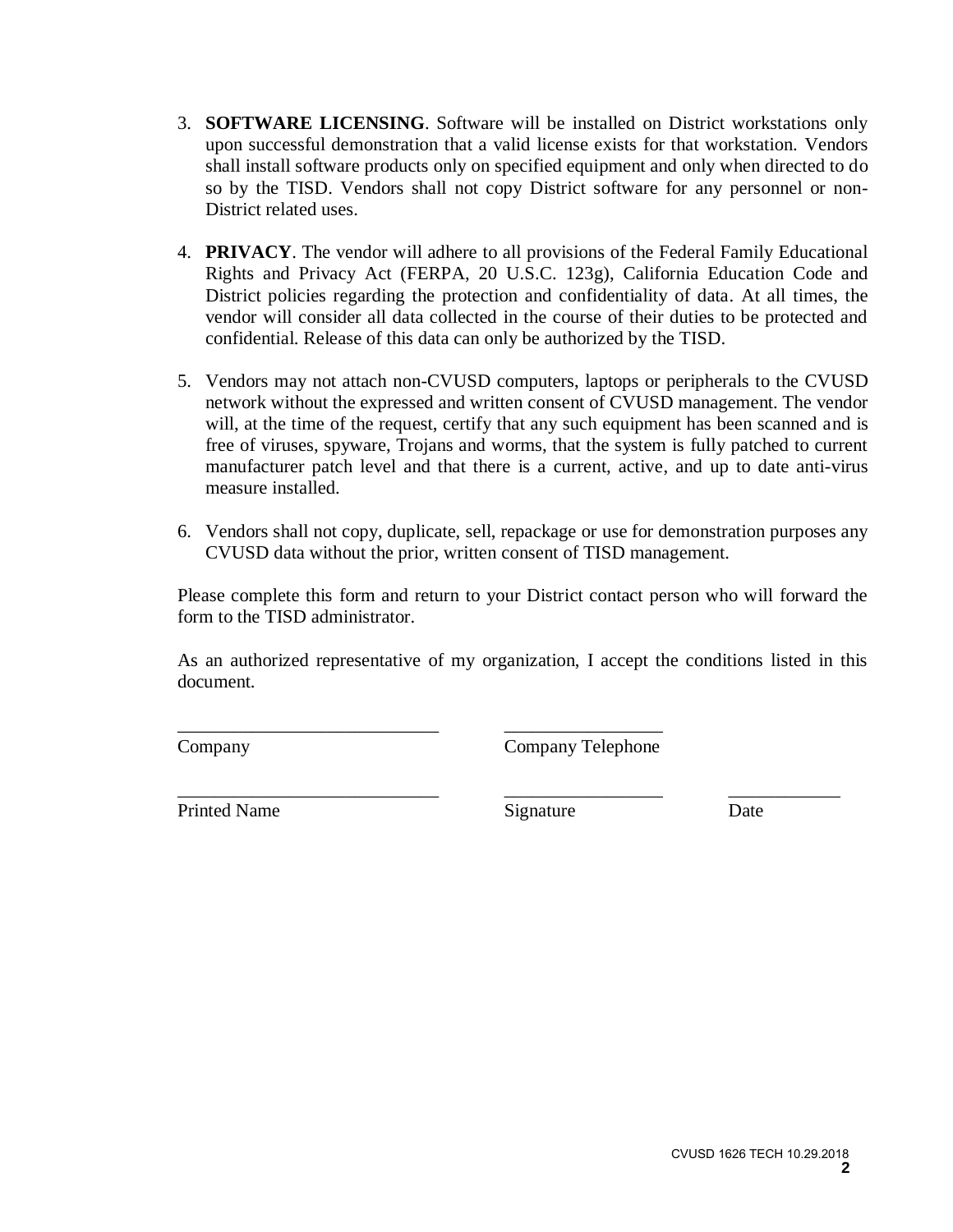3. **SOFTWARE LICENSING**. Software will be installed on District workstations only upon successful demonstration that a valid license exists for that workstation. Vendors shall install software products only on specified equipment and only when directed to do so by the TISD. Vendors shall not copy District software for any personnel or non-District related uses.

4. **PRIVACY**. The vendor will adhere to all provisions of the Federal Family Educational Rights and Privacy Act (FERPA, 20 U.S.C. 123g), California Education Code and District policies regarding the protection and confidentiality of data. At all times, the vendor will consider all data collected in the course of their duties to be protected and confidential. Release of this data can only be authorized by the TISD.

5. Vendors may not attach non-CVUSD computers, laptops or peripherals to the CVUSD network without the expressed and written consent of CVUSD management. The vendor will, at the time of the request, certify that any such equipment has been scanned and is free of viruses, spyware, Trojans and worms, that the system is fully patched to current manufacturer patch level and that there is a current, active, and up to date anti-virus measure installed.

6. Vendors shall not copy, duplicate, sell, repackage or use for demonstration purposes any CVUSD data without the prior, written consent of TISD management.

Please complete this form and return to your District contact person who will forward the form to the TISD administrator.

As an authorized representative of my organization, I accept the conditions listed in this document.

| | | |
|---|---|---|
| ____________________________ | _________________ | |
| Company | Company Telephone | |
| ____________________________ | _________________ | ____________ |
| Printed Name | Signature | Date |

CVUSD 1626 TECH 10.29.2018